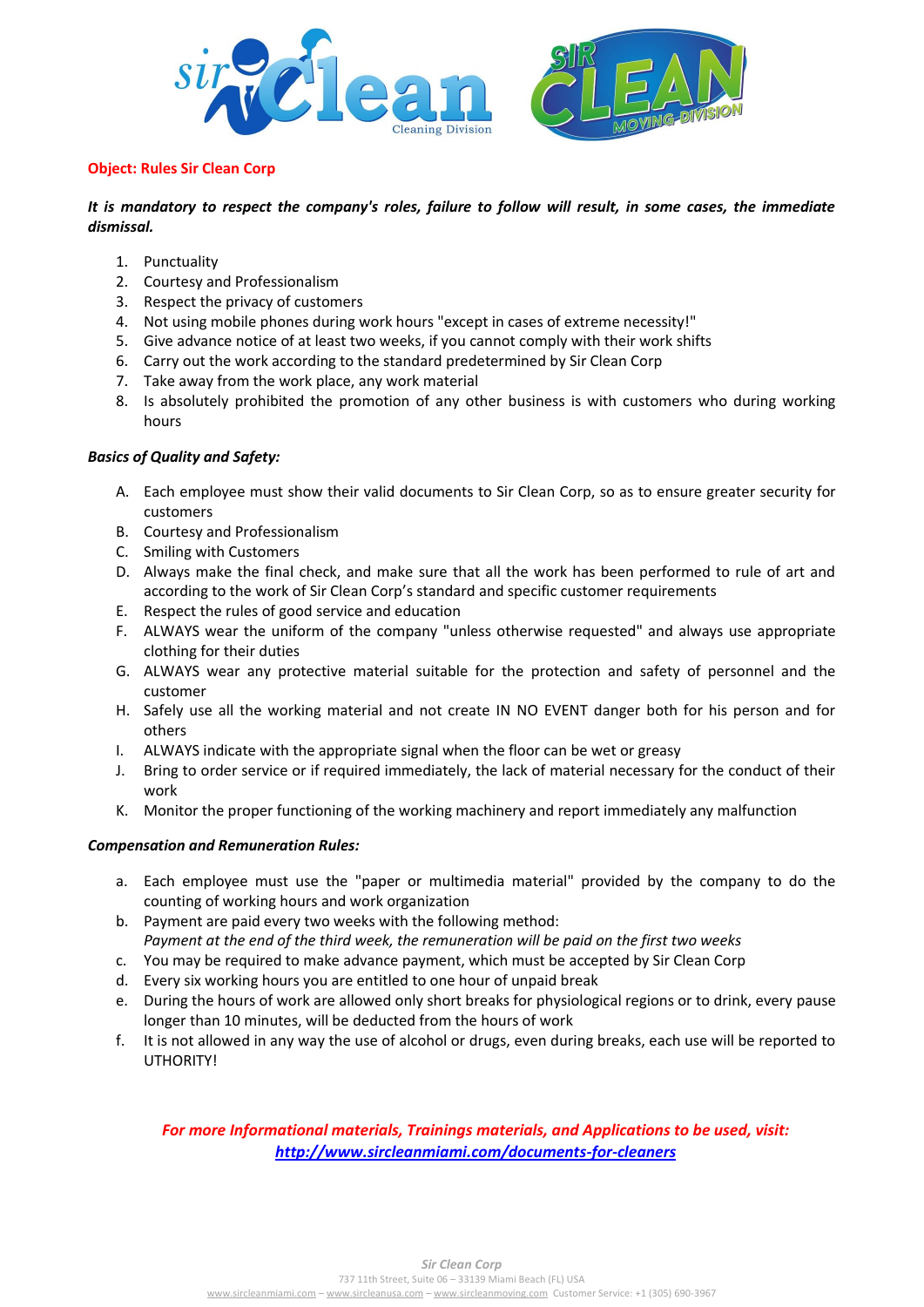**Object: Rules Sir Clean Corp**

***It is mandatory to respect the company's roles, failure to follow will result, in some cases, the immediate dismissal.***

1. Punctuality
2. Courtesy and Professionalism
3. Respect the privacy of customers
4. Not using mobile phones during work hours "except in cases of extreme necessity!"
5. Give advance notice of at least two weeks, if you cannot comply with their work shifts
6. Carry out the work according to the standard predetermined by Sir Clean Corp
7. Take away from the work place, any work material
8. Is absolutely prohibited the promotion of any other business is with customers who during working hours

***Basics of Quality and Safety:***

A. Each employee must show their valid documents to Sir Clean Corp, so as to ensure greater security for customers
B. Courtesy and Professionalism
C. Smiling with Customers
D. Always make the final check, and make sure that all the work has been performed to rule of art and according to the work of Sir Clean Corp's standard and specific customer requirements
E. Respect the rules of good service and education
F. ALWAYS wear the uniform of the company "unless otherwise requested" and always use appropriate clothing for their duties
G. ALWAYS wear any protective material suitable for the protection and safety of personnel and the customer
H. Safely use all the working material and not create IN NO EVENT danger both for his person and for others
I. ALWAYS indicate with the appropriate signal when the floor can be wet or greasy
J. Bring to order service or if required immediately, the lack of material necessary for the conduct of their work
K. Monitor the proper functioning of the working machinery and report immediately any malfunction

***Compensation and Remuneration Rules:***

a. Each employee must use the "paper or multimedia material" provided by the company to do the counting of working hours and work organization
b. Payment are paid every two weeks with the following method:
   *Payment at the end of the third week, the remuneration will be paid on the first two weeks*
c. You may be required to make advance payment, which must be accepted by Sir Clean Corp
d. Every six working hours you are entitled to one hour of unpaid break
e. During the hours of work are allowed only short breaks for physiological regions or to drink, every pause longer than 10 minutes, will be deducted from the hours of work
f. It is not allowed in any way the use of alcohol or drugs, even during breaks, each use will be reported to UTHORITY!

***For more Informational materials, Trainings materials, and Applications to be used, visit:***
***[http://www.sircleanmiami.com/documents-for-cleaners](http://www.sircleanmiami.com/documents-for-cleaners)***

*Sir Clean Corp*
737 11th Street, Suite 06 – 33139 Miami Beach (FL) USA
www.sircleanmiami.com – www.sircleanusa.com – www.sircleanmoving.com Customer Service: +1 (305) 690-3967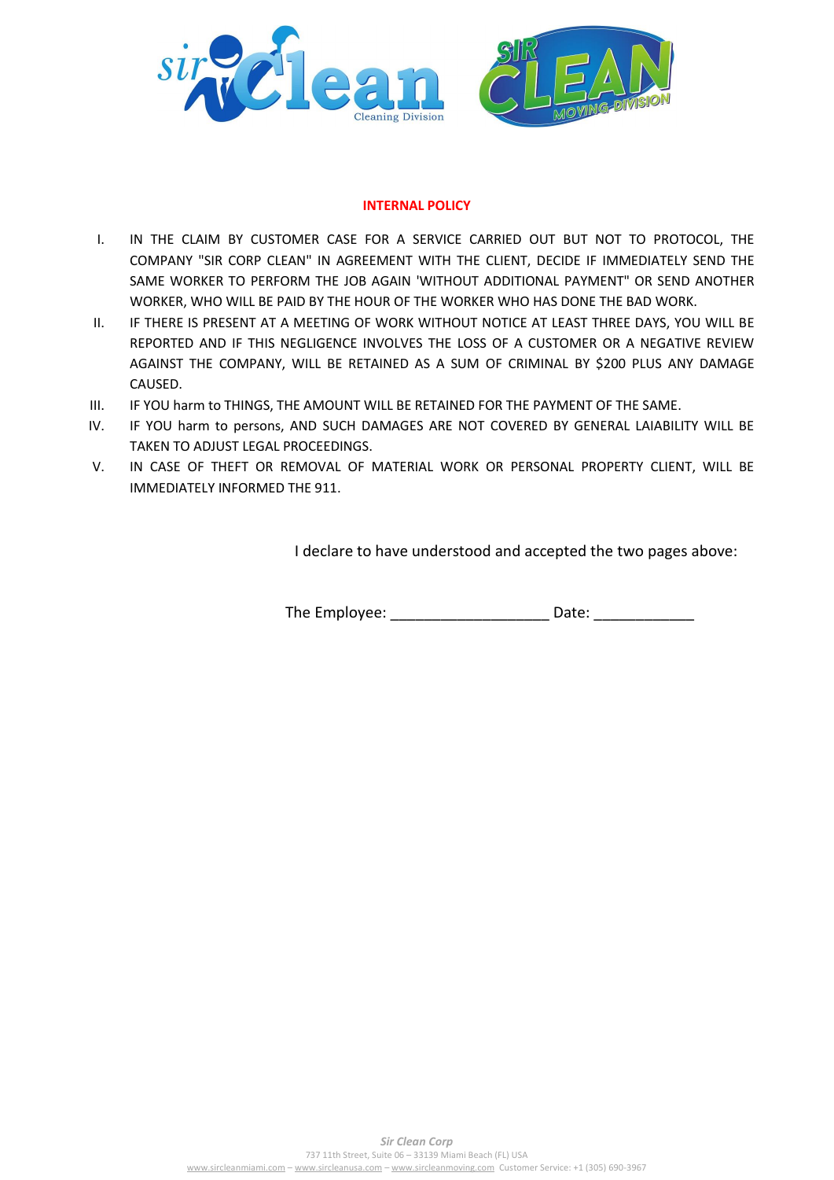## INTERNAL POLICY

I. IN THE CLAIM BY CUSTOMER CASE FOR A SERVICE CARRIED OUT BUT NOT TO PROTOCOL, THE COMPANY "SIR CORP CLEAN" IN AGREEMENT WITH THE CLIENT, DECIDE IF IMMEDIATELY SEND THE SAME WORKER TO PERFORM THE JOB AGAIN 'WITHOUT ADDITIONAL PAYMENT" OR SEND ANOTHER WORKER, WHO WILL BE PAID BY THE HOUR OF THE WORKER WHO HAS DONE THE BAD WORK.

II. IF THERE IS PRESENT AT A MEETING OF WORK WITHOUT NOTICE AT LEAST THREE DAYS, YOU WILL BE REPORTED AND IF THIS NEGLIGENCE INVOLVES THE LOSS OF A CUSTOMER OR A NEGATIVE REVIEW AGAINST THE COMPANY, WILL BE RETAINED AS A SUM OF CRIMINAL BY $200 PLUS ANY DAMAGE CAUSED.

III. IF YOU harm to THINGS, THE AMOUNT WILL BE RETAINED FOR THE PAYMENT OF THE SAME.

IV. IF YOU harm to persons, AND SUCH DAMAGES ARE NOT COVERED BY GENERAL LAIABILITY WILL BE TAKEN TO ADJUST LEGAL PROCEEDINGS.

V. IN CASE OF THEFT OR REMOVAL OF MATERIAL WORK OR PERSONAL PROPERTY CLIENT, WILL BE IMMEDIATELY INFORMED THE 911.

I declare to have understood and accepted the two pages above:

The Employee: ___________________ Date: ____________

*Sir Clean Corp*

737 11th Street, Suite 06 – 33139 Miami Beach (FL) USA

www.sircleanmiami.com – www.sircleanusa.com – www.sircleanmoving.com Customer Service: +1 (305) 690-3967